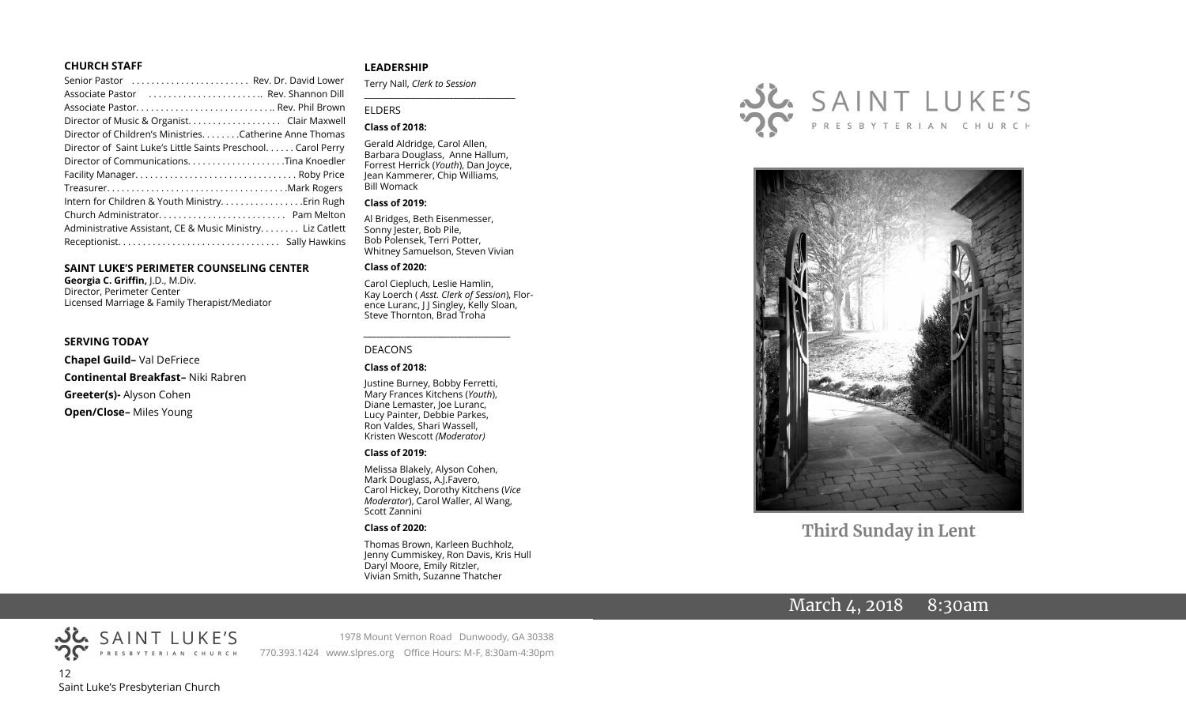## CHURCH STAFF

Senior Pastor . . . . . . . . . . . . . . . . . . . . . . . . Rev. Dr. David Lower
Associate Pastor . . . . . . . . . . . . . . . . . . . . . . .. Rev. Shannon Dill
Associate Pastor. . . . . . . . . . . . . . . . . . . . . . . . . . .. Rev. Phil Brown
Director of Music & Organist. . . . . . . . . . . . . . . . . . Clair Maxwell
Director of Children's Ministries. . . . . . . .Catherine Anne Thomas
Director of Saint Luke's Little Saints Preschool. . . . . . Carol Perry
Director of Communications. . . . . . . . . . . . . . . . . . . .Tina Knoedler
Facility Manager. . . . . . . . . . . . . . . . . . . . . . . . . . . . . . . . Roby Price
Treasurer. . . . . . . . . . . . . . . . . . . . . . . . . . . . . . . . . . . .Mark Rogers
Intern for Children & Youth Ministry. . . . . . . . . . . . . . . . .Erin Rugh
Church Administrator. . . . . . . . . . . . . . . . . . . . . . . . . Pam Melton
Administrative Assistant, CE & Music Ministry. . . . . . . . Liz Catlett
Receptionist. . . . . . . . . . . . . . . . . . . . . . . . . . . . . . . . Sally Hawkins

## SAINT LUKE'S PERIMETER COUNSELING CENTER

**Georgia C. Griffin,** J.D., M.Div.
Director, Perimeter Center
Licensed Marriage & Family Therapist/Mediator

## SERVING TODAY

**Chapel Guild–** Val DeFriece
**Continental Breakfast–** Niki Rabren
**Greeter(s)-** Alyson Cohen
**Open/Close–** Miles Young

## LEADERSHIP

Terry Nall, *Clerk to Session*

ELDERS

**Class of 2018:**

Gerald Aldridge, Carol Allen, Barbara Douglass, Anne Hallum, Forrest Herrick (*Youth*), Dan Joyce, Jean Kammerer, Chip Williams, Bill Womack

**Class of 2019:**

Al Bridges, Beth Eisenmesser, Sonny Jester, Bob Pile, Bob Polensek, Terri Potter, Whitney Samuelson, Steven Vivian

**Class of 2020:**

Carol Ciepluch, Leslie Hamlin, Kay Loerch ( *Asst. Clerk of Session*), Florence Luranc, J J Singley, Kelly Sloan, Steve Thornton, Brad Troha

DEACONS

**Class of 2018:**

Justine Burney, Bobby Ferretti, Mary Frances Kitchens (*Youth*), Diane Lemaster, Joe Luranc, Lucy Painter, Debbie Parkes, Ron Valdes, Shari Wassell, Kristen Wescott *(Moderator)*

**Class of 2019:**

Melissa Blakely, Alyson Cohen, Mark Douglass, A.J.Favero, Carol Hickey, Dorothy Kitchens (*Vice Moderator*), Carol Waller, Al Wang, Scott Zannini

**Class of 2020:**

Thomas Brown, Karleen Buchholz, Jenny Cummiskey, Ron Davis, Kris Hull, Daryl Moore, Emily Ritzler, Vivian Smith, Suzanne Thatcher

SAINT LUKE'S PRESBYTERIAN CHURCH

1978 Mount Vernon Road Dunwoody, GA 30338
770.393.1424 www.slpres.org Office Hours: M-F, 8:30am-4:30pm

Saint Luke's Presbyterian Church

# SAINT LUKE'S
PRESBYTERIAN CHURCH

## Third Sunday in Lent

March 4, 2018 8:30am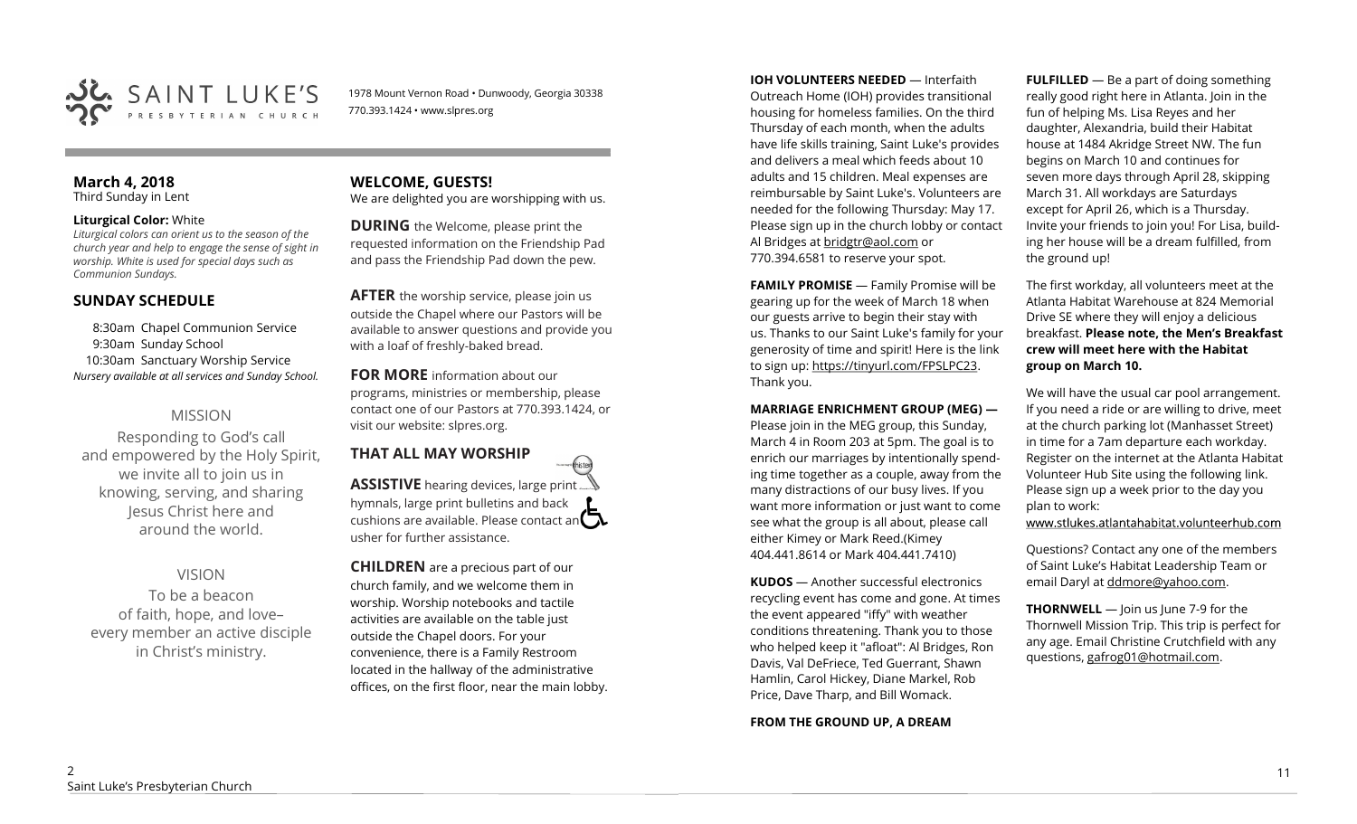SAINT LUKE'S PRESBYTERIAN CHURCH

1978 Mount Vernon Road • Dunwoody, Georgia 30338
770.393.1424 • www.slpres.org

**March 4, 2018**
Third Sunday in Lent

**Liturgical Color:** White
*Liturgical colors can orient us to the season of the church year and help to engage the sense of sight in worship. White is used for special days such as Communion Sundays.*

## SUNDAY SCHEDULE

8:30am Chapel Communion Service
9:30am Sunday School
10:30am Sanctuary Worship Service
*Nursery available at all services and Sunday School.*

### MISSION

Responding to God's call and empowered by the Holy Spirit, we invite all to join us in knowing, serving, and sharing Jesus Christ here and around the world.

### VISION

To be a beacon of faith, hope, and love– every member an active disciple in Christ's ministry.

## WELCOME, GUESTS!

We are delighted you are worshipping with us.

**DURING** the Welcome, please print the requested information on the Friendship Pad and pass the Friendship Pad down the pew.

**AFTER** the worship service, please join us outside the Chapel where our Pastors will be available to answer questions and provide you with a loaf of freshly-baked bread.

**FOR MORE** information about our programs, ministries or membership, please contact one of our Pastors at 770.393.1424, or visit our website: slpres.org.

## THAT ALL MAY WORSHIP

**ASSISTIVE** hearing devices, large print hymnals, large print bulletins and back cushions are available. Please contact an usher for further assistance.

**CHILDREN** are a precious part of our church family, and we welcome them in worship. Worship notebooks and tactile activities are available on the table just outside the Chapel doors. For your convenience, there is a Family Restroom located in the hallway of the administrative offices, on the first floor, near the main lobby.

**IOH VOLUNTEERS NEEDED** — Interfaith Outreach Home (IOH) provides transitional housing for homeless families. On the third Thursday of each month, when the adults have life skills training, Saint Luke's provides and delivers a meal which feeds about 10 adults and 15 children. Meal expenses are reimbursable by Saint Luke's. Volunteers are needed for the following Thursday: May 17. Please sign up in the church lobby or contact Al Bridges at bridgtr@aol.com or 770.394.6581 to reserve your spot.

**FAMILY PROMISE** — Family Promise will be gearing up for the week of March 18 when our guests arrive to begin their stay with us. Thanks to our Saint Luke's family for your generosity of time and spirit! Here is the link to sign up: https://tinyurl.com/FPSLPC23. Thank you.

**MARRIAGE ENRICHMENT GROUP (MEG) —** Please join in the MEG group, this Sunday, March 4 in Room 203 at 5pm. The goal is to enrich our marriages by intentionally spending time together as a couple, away from the many distractions of our busy lives. If you want more information or just want to come see what the group is all about, please call either Kimey or Mark Reed.(Kimey 404.441.8614 or Mark 404.441.7410)

**KUDOS** — Another successful electronics recycling event has come and gone. At times the event appeared "iffy" with weather conditions threatening. Thank you to those who helped keep it "afloat": Al Bridges, Ron Davis, Val DeFriece, Ted Guerrant, Shawn Hamlin, Carol Hickey, Diane Markel, Rob Price, Dave Tharp, and Bill Womack.

**FROM THE GROUND UP, A DREAM FULFILLED** — Be a part of doing something really good right here in Atlanta. Join in the fun of helping Ms. Lisa Reyes and her daughter, Alexandria, build their Habitat house at 1484 Akridge Street NW. The fun begins on March 10 and continues for seven more days through April 28, skipping March 31. All workdays are Saturdays except for April 26, which is a Thursday. Invite your friends to join you! For Lisa, building her house will be a dream fulfilled, from the ground up!

The first workday, all volunteers meet at the Atlanta Habitat Warehouse at 824 Memorial Drive SE where they will enjoy a delicious breakfast. **Please note, the Men's Breakfast crew will meet here with the Habitat group on March 10.**

We will have the usual car pool arrangement. If you need a ride or are willing to drive, meet at the church parking lot (Manhasset Street) in time for a 7am departure each workday. Register on the internet at the Atlanta Habitat Volunteer Hub Site using the following link. Please sign up a week prior to the day you plan to work:
www.stlukes.atlantahabitat.volunteerhub.com

Questions? Contact any one of the members of Saint Luke's Habitat Leadership Team or email Daryl at ddmore@yahoo.com.

**THORNWELL** — Join us June 7-9 for the Thornwell Mission Trip. This trip is perfect for any age. Email Christine Crutchfield with any questions, gafrog01@hotmail.com.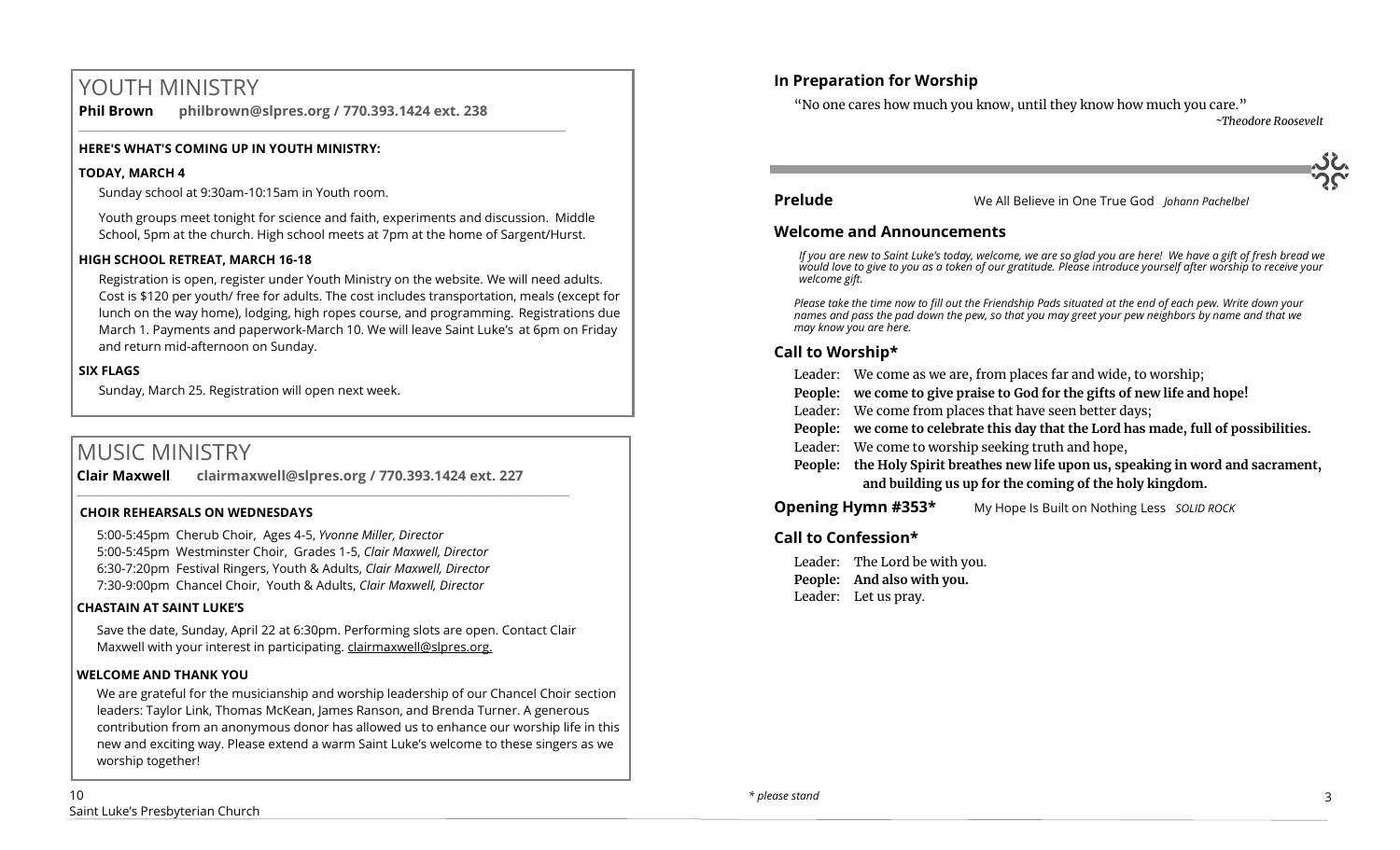# YOUTH MINISTRY

**Phil Brown philbrown@slpres.org / 770.393.1424 ext. 238**

**HERE'S WHAT'S COMING UP IN YOUTH MINISTRY:**

**TODAY, MARCH 4**

Sunday school at 9:30am-10:15am in Youth room.

Youth groups meet tonight for science and faith, experiments and discussion. Middle School, 5pm at the church. High school meets at 7pm at the home of Sargent/Hurst.

**HIGH SCHOOL RETREAT, MARCH 16-18**

Registration is open, register under Youth Ministry on the website. We will need adults. Cost is $120 per youth/ free for adults. The cost includes transportation, meals (except for lunch on the way home), lodging, high ropes course, and programming. Registrations due March 1. Payments and paperwork-March 10. We will leave Saint Luke's at 6pm on Friday and return mid-afternoon on Sunday.

**SIX FLAGS**

Sunday, March 25. Registration will open next week.

# MUSIC MINISTRY

**Clair Maxwell clairmaxwell@slpres.org / 770.393.1424 ext. 227**

**CHOIR REHEARSALS ON WEDNESDAYS**

5:00-5:45pm Cherub Choir, Ages 4-5, *Yvonne Miller, Director*
5:00-5:45pm Westminster Choir, Grades 1-5, *Clair Maxwell, Director*
6:30-7:20pm Festival Ringers, Youth & Adults, *Clair Maxwell, Director*
7:30-9:00pm Chancel Choir, Youth & Adults, *Clair Maxwell, Director*

**CHASTAIN AT SAINT LUKE'S**

Save the date, Sunday, April 22 at 6:30pm. Performing slots are open. Contact Clair Maxwell with your interest in participating. clairmaxwell@slpres.org.

**WELCOME AND THANK YOU**

We are grateful for the musicianship and worship leadership of our Chancel Choir section leaders: Taylor Link, Thomas McKean, James Ranson, and Brenda Turner. A generous contribution from an anonymous donor has allowed us to enhance our worship life in this new and exciting way. Please extend a warm Saint Luke's welcome to these singers as we worship together!

## In Preparation for Worship

"No one cares how much you know, until they know how much you care."

*~Theodore Roosevelt*

**Prelude** We All Believe in One True God *Johann Pachelbel*

## Welcome and Announcements

*If you are new to Saint Luke's today, welcome, we are so glad you are here! We have a gift of fresh bread we would love to give to you as a token of our gratitude. Please introduce yourself after worship to receive your welcome gift.*

*Please take the time now to fill out the Friendship Pads situated at the end of each pew. Write down your names and pass the pad down the pew, so that you may greet your pew neighbors by name and that we may know you are here.*

## Call to Worship*

Leader: We come as we are, from places far and wide, to worship;
**People: we come to give praise to God for the gifts of new life and hope!**
Leader: We come from places that have seen better days;
**People: we come to celebrate this day that the Lord has made, full of possibilities.**
Leader: We come to worship seeking truth and hope,
**People: the Holy Spirit breathes new life upon us, speaking in word and sacrament, and building us up for the coming of the holy kingdom.**

**Opening Hymn #353*** My Hope Is Built on Nothing Less *SOLID ROCK*

## Call to Confession*

Leader: The Lord be with you.
**People: And also with you.**
Leader: Let us pray.

*\* please stand*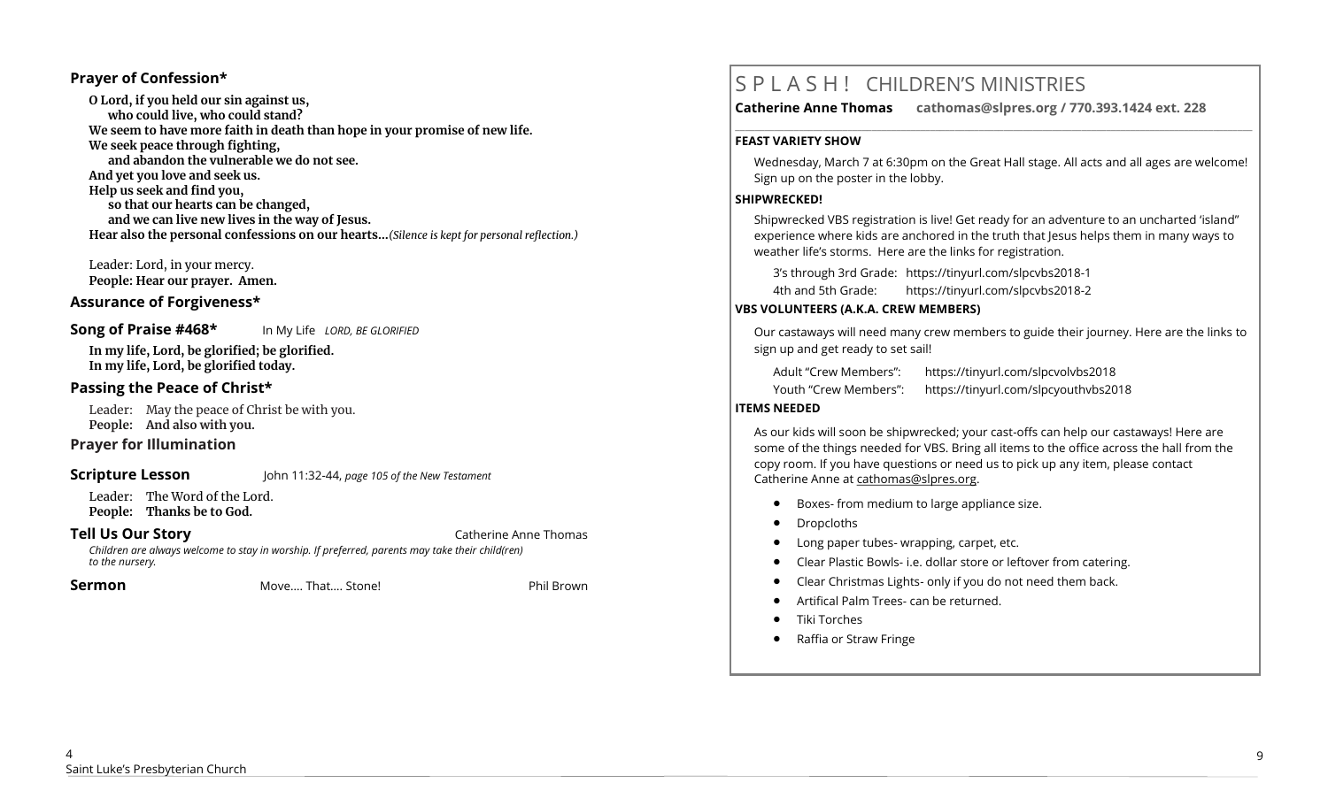## Prayer of Confession*

**O Lord, if you held our sin against us,**
**who could live, who could stand?**
**We seem to have more faith in death than hope in your promise of new life.**
**We seek peace through fighting,**
**and abandon the vulnerable we do not see.**
**And yet you love and seek us.**
**Help us seek and find you,**
**so that our hearts can be changed,**
**and we can live new lives in the way of Jesus.**
**Hear also the personal confessions on our hearts…***(Silence is kept for personal reflection.)*

Leader: Lord, in your mercy.
**People: Hear our prayer. Amen.**

## Assurance of Forgiveness*

## Song of Praise #468*

In My Life *LORD, BE GLORIFIED*

**In my life, Lord, be glorified; be glorified.**
**In my life, Lord, be glorified today.**

## Passing the Peace of Christ*

Leader: May the peace of Christ be with you.
**People: And also with you.**

## Prayer for Illumination

## Scripture Lesson

John 11:32-44, *page 105 of the New Testament*

Leader: The Word of the Lord.
**People: Thanks be to God.**

## Tell Us Our Story

Catherine Anne Thomas

*Children are always welcome to stay in worship. If preferred, parents may take their child(ren) to the nursery.*

## Sermon

Move…. That…. Stone! — Phil Brown

# S P L A S H ! CHILDREN'S MINISTRIES

**Catherine Anne Thomas cathomas@slpres.org / 770.393.1424 ext. 228**

### FEAST VARIETY SHOW

Wednesday, March 7 at 6:30pm on the Great Hall stage. All acts and all ages are welcome! Sign up on the poster in the lobby.

### SHIPWRECKED!

Shipwrecked VBS registration is live! Get ready for an adventure to an uncharted 'island" experience where kids are anchored in the truth that Jesus helps them in many ways to weather life's storms. Here are the links for registration.

3's through 3rd Grade: https://tinyurl.com/slpcvbs2018-1
4th and 5th Grade: https://tinyurl.com/slpcvbs2018-2

### VBS VOLUNTEERS (A.K.A. CREW MEMBERS)

Our castaways will need many crew members to guide their journey. Here are the links to sign up and get ready to set sail!

Adult "Crew Members": https://tinyurl.com/slpcvolvbs2018
Youth "Crew Members": https://tinyurl.com/slpcyouthvbs2018

### ITEMS NEEDED

As our kids will soon be shipwrecked; your cast-offs can help our castaways! Here are some of the things needed for VBS. Bring all items to the office across the hall from the copy room. If you have questions or need us to pick up any item, please contact Catherine Anne at cathomas@slpres.org.

- Boxes- from medium to large appliance size.
- Dropcloths
- Long paper tubes- wrapping, carpet, etc.
- Clear Plastic Bowls- i.e. dollar store or leftover from catering.
- Clear Christmas Lights- only if you do not need them back.
- Artifical Palm Trees- can be returned.
- Tiki Torches
- Raffia or Straw Fringe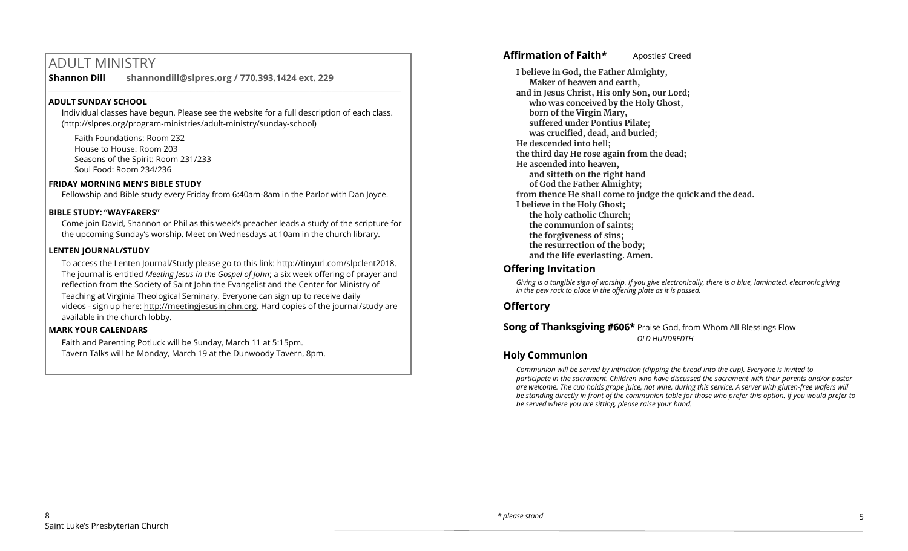# ADULT MINISTRY

**Shannon Dill** **shannondill@slpres.org / 770.393.1424 ext. 229**

---

**ADULT SUNDAY SCHOOL**

Individual classes have begun. Please see the website for a full description of each class. (http://slpres.org/program-ministries/adult-ministry/sunday-school)

Faith Foundations: Room 232
House to House: Room 203
Seasons of the Spirit: Room 231/233
Soul Food: Room 234/236

**FRIDAY MORNING MEN'S BIBLE STUDY**

Fellowship and Bible study every Friday from 6:40am-8am in the Parlor with Dan Joyce.

**BIBLE STUDY: "WAYFARERS"**

Come join David, Shannon or Phil as this week's preacher leads a study of the scripture for the upcoming Sunday's worship. Meet on Wednesdays at 10am in the church library.

**LENTEN JOURNAL/STUDY**

To access the Lenten Journal/Study please go to this link: http://tinyurl.com/slpclent2018. The journal is entitled *Meeting Jesus in the Gospel of John*; a six week offering of prayer and reflection from the Society of Saint John the Evangelist and the Center for Ministry of Teaching at Virginia Theological Seminary. Everyone can sign up to receive daily videos - sign up here: http://meetingjesusinjohn.org. Hard copies of the journal/study are available in the church lobby.

**MARK YOUR CALENDARS**

Faith and Parenting Potluck will be Sunday, March 11 at 5:15pm.
Tavern Talks will be Monday, March 19 at the Dunwoody Tavern, 8pm.

### Affirmation of Faith* Apostles' Creed

**I believe in God, the Father Almighty,**
**Maker of heaven and earth,**
**and in Jesus Christ, His only Son, our Lord;**
**who was conceived by the Holy Ghost,**
**born of the Virgin Mary,**
**suffered under Pontius Pilate;**
**was crucified, dead, and buried;**
**He descended into hell;**
**the third day He rose again from the dead;**
**He ascended into heaven,**
**and sitteth on the right hand**
**of God the Father Almighty;**
**from thence He shall come to judge the quick and the dead.**
**I believe in the Holy Ghost;**
**the holy catholic Church;**
**the communion of saints;**
**the forgiveness of sins;**
**the resurrection of the body;**
**and the life everlasting. Amen.**

### Offering Invitation

*Giving is a tangible sign of worship. If you give electronically, there is a blue, laminated, electronic giving in the pew rack to place in the offering plate as it is passed.*

### Offertory

### Song of Thanksgiving #606* Praise God, from Whom All Blessings Flow

*OLD HUNDREDTH*

### Holy Communion

*Communion will be served by intinction (dipping the bread into the cup). Everyone is invited to participate in the sacrament. Children who have discussed the sacrament with their parents and/or pastor are welcome. The cup holds grape juice, not wine, during this service. A server with gluten-free wafers will be standing directly in front of the communion table for those who prefer this option. If you would prefer to be served where you are sitting, please raise your hand.*

*\* please stand*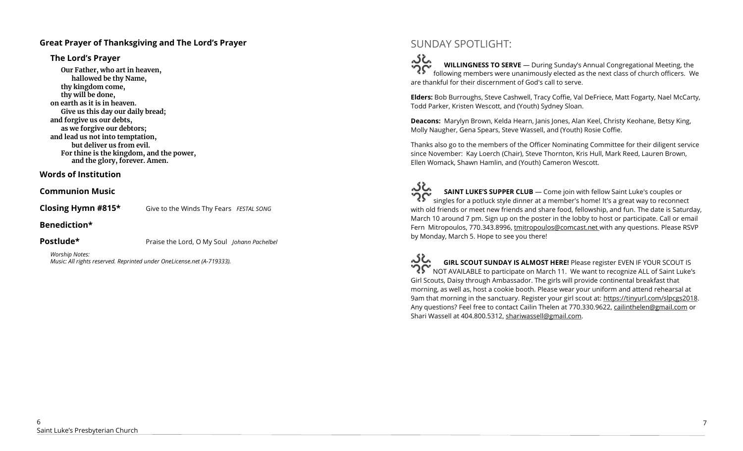### Great Prayer of Thanksgiving and The Lord's Prayer

#### The Lord's Prayer

**Our Father, who art in heaven,**
**hallowed be thy Name,**
**thy kingdom come,**
**thy will be done,**
**on earth as it is in heaven.**
**Give us this day our daily bread;**
**and forgive us our debts,**
**as we forgive our debtors;**
**and lead us not into temptation,**
**but deliver us from evil.**
**For thine is the kingdom, and the power,**
**and the glory, forever. Amen.**

### Words of Institution

### Communion Music

**Closing Hymn #815*** Give to the Winds Thy Fears *FESTAL SONG*

### Benediction*

**Postlude*** Praise the Lord, O My Soul *Johann Pachelbel*

*Worship Notes:*
*Music: All rights reserved. Reprinted under OneLicense.net (A-719333).*

## SUNDAY SPOTLIGHT:

**WILLINGNESS TO SERVE** — During Sunday's Annual Congregational Meeting, the following members were unanimously elected as the next class of church officers. We are thankful for their discernment of God's call to serve.

**Elders:** Bob Burroughs, Steve Cashwell, Tracy Coffie, Val DeFriece, Matt Fogarty, Nael McCarty, Todd Parker, Kristen Wescott, and (Youth) Sydney Sloan.

**Deacons:** Marylyn Brown, Kelda Hearn, Janis Jones, Alan Keel, Christy Keohane, Betsy King, Molly Naugher, Gena Spears, Steve Wassell, and (Youth) Rosie Coffie.

Thanks also go to the members of the Officer Nominating Committee for their diligent service since November: Kay Loerch (Chair), Steve Thornton, Kris Hull, Mark Reed, Lauren Brown, Ellen Womack, Shawn Hamlin, and (Youth) Cameron Wescott.

**SAINT LUKE'S SUPPER CLUB** — Come join with fellow Saint Luke's couples or singles for a potluck style dinner at a member's home! It's a great way to reconnect with old friends or meet new friends and share food, fellowship, and fun. The date is Saturday, March 10 around 7 pm. Sign up on the poster in the lobby to host or participate. Call or email Fern Mitropoulos, 770.343.8996, tmitropoulos@comcast.net with any questions. Please RSVP by Monday, March 5. Hope to see you there!

**GIRL SCOUT SUNDAY IS ALMOST HERE!** Please register EVEN IF YOUR SCOUT IS NOT AVAILABLE to participate on March 11. We want to recognize ALL of Saint Luke's Girl Scouts, Daisy through Ambassador. The girls will provide continental breakfast that morning, as well as, host a cookie booth. Please wear your uniform and attend rehearsal at 9am that morning in the sanctuary. Register your girl scout at: https://tinyurl.com/slpcgs2018. Any questions? Feel free to contact Cailin Thelen at 770.330.9622, cailinthelen@gmail.com or Shari Wassell at 404.800.5312, shariwassell@gmail.com.